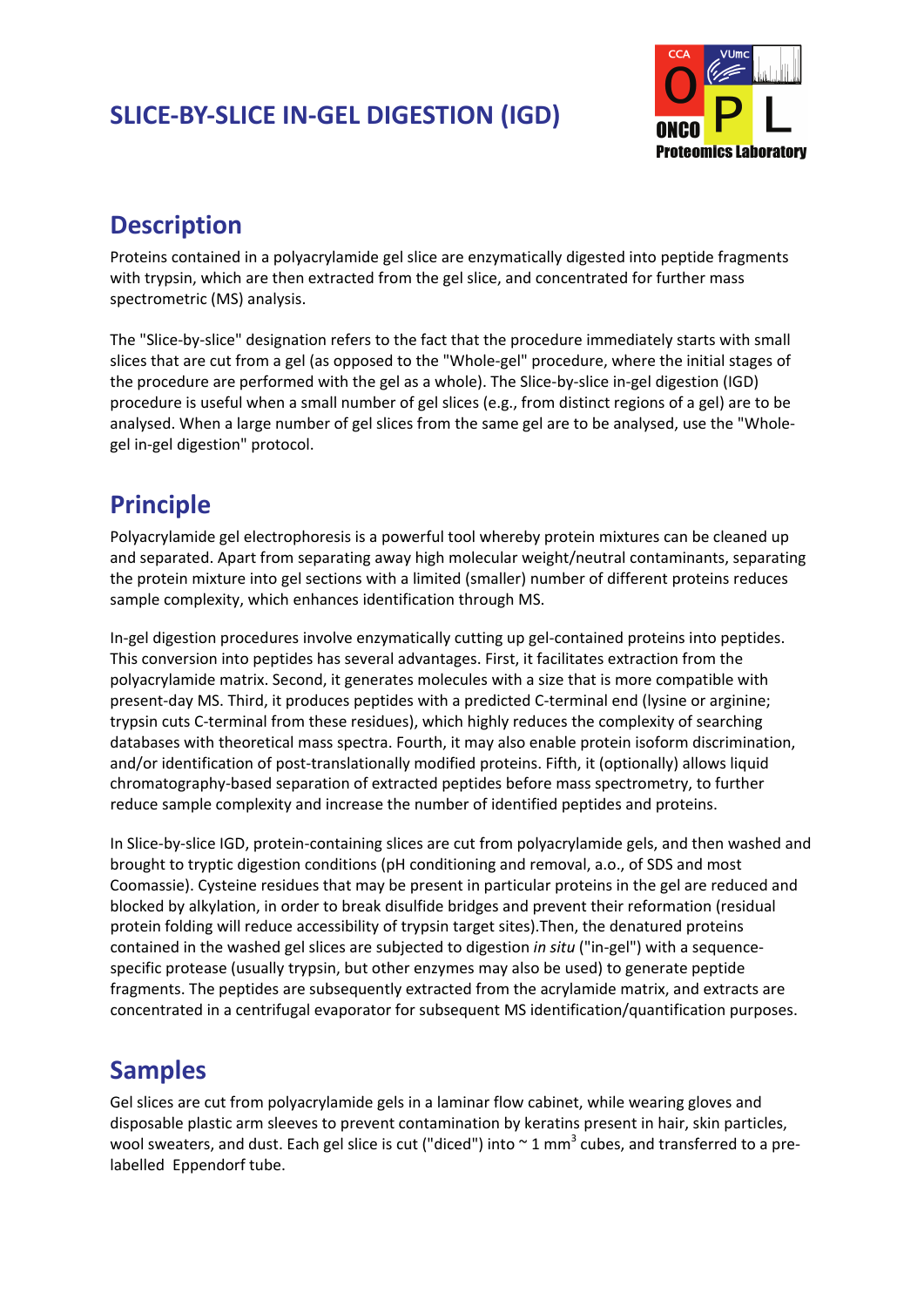# SLICE-BY-SLICE IN-GEL DIGESTION (IGD)

## Description

Proteins contained in a polyacrylamide gel slice are enzymatically digested into peptide fragments with trypsin, which are then extracted from the gel slice, and concentrated for further mass spectrometric (MS) analysis.

The "Slice-by-slice" designation refers to the fact that the procedure immediately starts with small slices that are cut from a gel (as opposed to the "Whole-gel" procedure, where the initial stages of the procedure are performed with the gel as a whole). The Slice-by-slice in-gel digestion (IGD) procedure is useful when a small number of gel slices (e.g., from distinct regions of a gel) are to be analysed. When a large number of gel slices from the same gel are to be analysed, use the "Whole-gel in-gel digestion" protocol.

## Principle

Polyacrylamide gel electrophoresis is a powerful tool whereby protein mixtures can be cleaned up and separated. Apart from separating away high molecular weight/neutral contaminants, separating the protein mixture into gel sections with a limited (smaller) number of different proteins reduces sample complexity, which enhances identification through MS.

In-gel digestion procedures involve enzymatically cutting up gel-contained proteins into peptides. This conversion into peptides has several advantages. First, it facilitates extraction from the polyacrylamide matrix. Second, it generates molecules with a size that is more compatible with present-day MS. Third, it produces peptides with a predicted C-terminal end (lysine or arginine; trypsin cuts C-terminal from these residues), which highly reduces the complexity of searching databases with theoretical mass spectra. Fourth, it may also enable protein isoform discrimination, and/or identification of post-translationally modified proteins. Fifth, it (optionally) allows liquid chromatography-based separation of extracted peptides before mass spectrometry, to further reduce sample complexity and increase the number of identified peptides and proteins.

In Slice-by-slice IGD, protein-containing slices are cut from polyacrylamide gels, and then washed and brought to tryptic digestion conditions (pH conditioning and removal, a.o., of SDS and most Coomassie). Cysteine residues that may be present in particular proteins in the gel are reduced and blocked by alkylation, in order to break disulfide bridges and prevent their reformation (residual protein folding will reduce accessibility of trypsin target sites).Then, the denatured proteins contained in the washed gel slices are subjected to digestion *in situ* ("in-gel") with a sequence-specific protease (usually trypsin, but other enzymes may also be used) to generate peptide fragments. The peptides are subsequently extracted from the acrylamide matrix, and extracts are concentrated in a centrifugal evaporator for subsequent MS identification/quantification purposes.

## Samples

Gel slices are cut from polyacrylamide gels in a laminar flow cabinet, while wearing gloves and disposable plastic arm sleeves to prevent contamination by keratins present in hair, skin particles, wool sweaters, and dust. Each gel slice is cut ("diced") into ~ 1 $mm^3$ cubes, and transferred to a pre-labelled Eppendorf tube.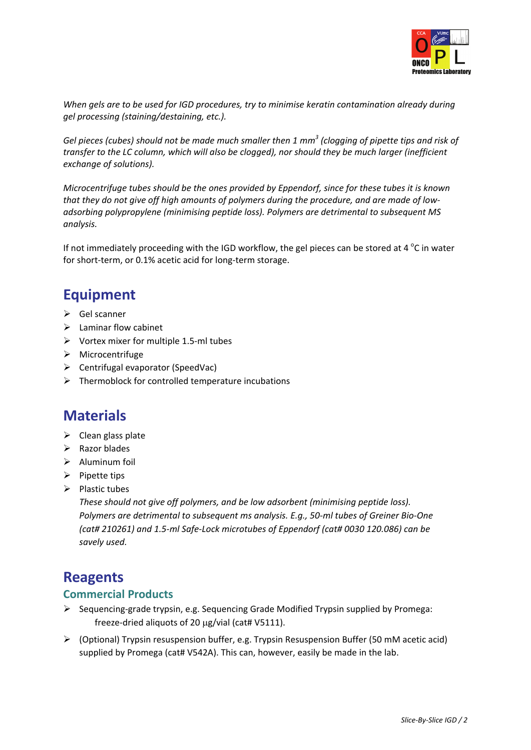*When gels are to be used for IGD procedures, try to minimise keratin contamination already during gel processing (staining/destaining, etc.).*

*Gel pieces (cubes) should not be made much smaller then 1 mm$^3$ (clogging of pipette tips and risk of transfer to the LC column, which will also be clogged), nor should they be much larger (inefficient exchange of solutions).*

*Microcentrifuge tubes should be the ones provided by Eppendorf, since for these tubes it is known that they do not give off high amounts of polymers during the procedure, and are made of low-adsorbing polypropylene (minimising peptide loss). Polymers are detrimental to subsequent MS analysis.*

If not immediately proceeding with the IGD workflow, the gel pieces can be stored at 4 °C in water for short-term, or 0.1% acetic acid for long-term storage.

# Equipment

- Gel scanner
- Laminar flow cabinet
- Vortex mixer for multiple 1.5-ml tubes
- Microcentrifuge
- Centrifugal evaporator (SpeedVac)
- Thermoblock for controlled temperature incubations

# Materials

- Clean glass plate
- Razor blades
- Aluminum foil
- Pipette tips
- Plastic tubes
  *These should not give off polymers, and be low adsorbent (minimising peptide loss). Polymers are detrimental to subsequent ms analysis. E.g., 50-ml tubes of Greiner Bio-One (cat# 210261) and 1.5-ml Safe-Lock microtubes of Eppendorf (cat# 0030 120.086) can be savely used.*

# Reagents

## Commercial Products

- Sequencing-grade trypsin, e.g. Sequencing Grade Modified Trypsin supplied by Promega: freeze-dried aliquots of 20 μg/vial (cat# V5111).
- (Optional) Trypsin resuspension buffer, e.g. Trypsin Resuspension Buffer (50 mM acetic acid) supplied by Promega (cat# V542A). This can, however, easily be made in the lab.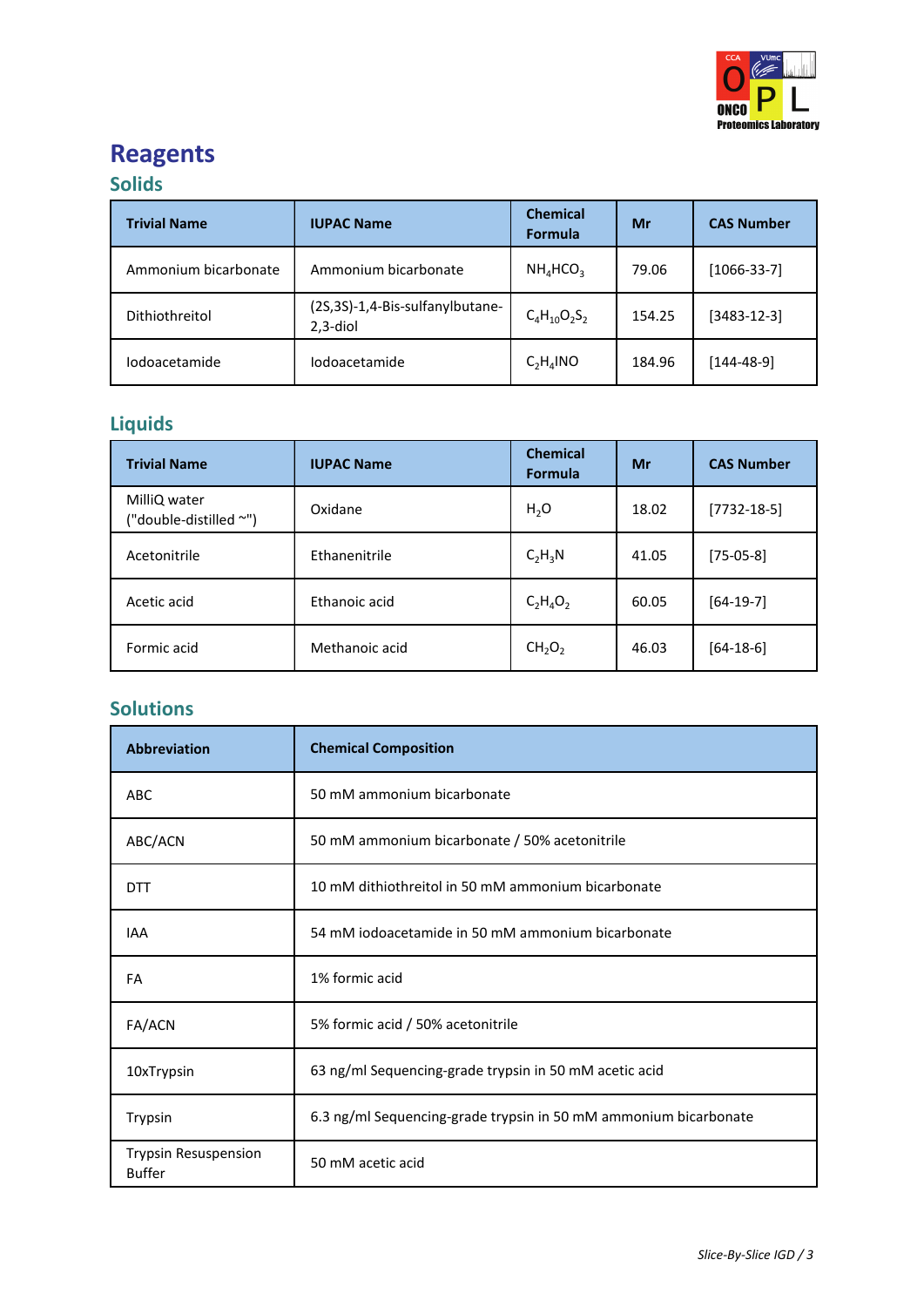# Reagents

## Solids

| Trivial Name | IUPAC Name | Chemical Formula | Mr | CAS Number |
|---|---|---|---|---|
| Ammonium bicarbonate | Ammonium bicarbonate | $NH_4HCO_3$ | 79.06 | [1066-33-7] |
| Dithiothreitol | (2S,3S)-1,4-Bis-sulfanylbutane-2,3-diol | $C_4H_{10}O_2S_2$ | 154.25 | [3483-12-3] |
| Iodoacetamide | Iodoacetamide | $C_2H_4INO$ | 184.96 | [144-48-9] |

## Liquids

| Trivial Name | IUPAC Name | Chemical Formula | Mr | CAS Number |
|---|---|---|---|---|
| MilliQ water ("double-distilled ~") | Oxidane | $H_2O$ | 18.02 | [7732-18-5] |
| Acetonitrile | Ethanenitrile | $C_2H_3N$ | 41.05 | [75-05-8] |
| Acetic acid | Ethanoic acid | $C_2H_4O_2$ | 60.05 | [64-19-7] |
| Formic acid | Methanoic acid | $CH_2O_2$ | 46.03 | [64-18-6] |

## Solutions

| Abbreviation | Chemical Composition |
|---|---|
| ABC | 50 mM ammonium bicarbonate |
| ABC/ACN | 50 mM ammonium bicarbonate / 50% acetonitrile |
| DTT | 10 mM dithiothreitol in 50 mM ammonium bicarbonate |
| IAA | 54 mM iodoacetamide in 50 mM ammonium bicarbonate |
| FA | 1% formic acid |
| FA/ACN | 5% formic acid / 50% acetonitrile |
| 10xTrypsin | 63 ng/ml Sequencing-grade trypsin in 50 mM acetic acid |
| Trypsin | 6.3 ng/ml Sequencing-grade trypsin in 50 mM ammonium bicarbonate |
| Trypsin Resuspension Buffer | 50 mM acetic acid |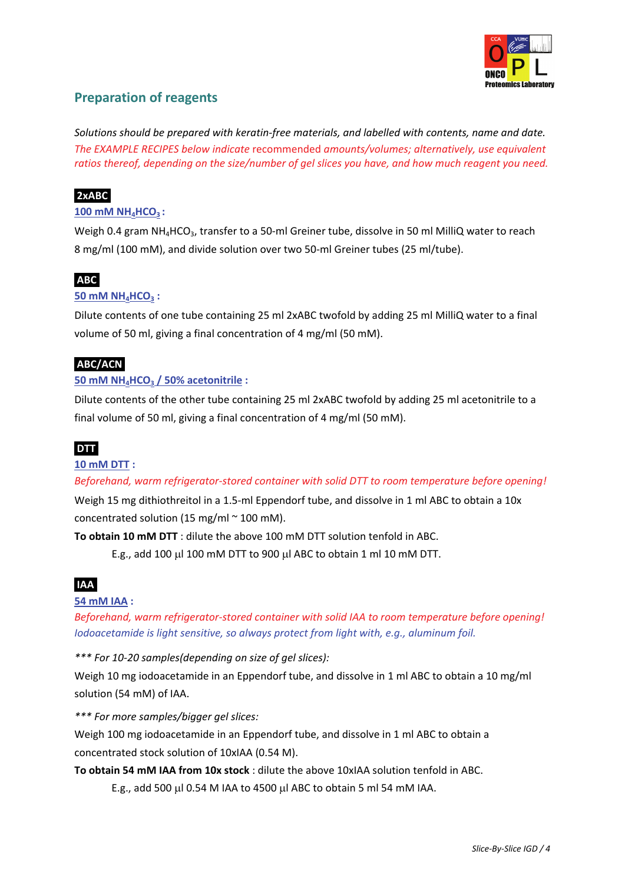## Preparation of reagents

*Solutions should be prepared with keratin-free materials, and labelled with contents, name and date. The EXAMPLE RECIPES below indicate recommended amounts/volumes; alternatively, use equivalent ratios thereof, depending on the size/number of gel slices you have, and how much reagent you need.*

### 2xABC

**100 mM $NH_4HCO_3$ :**

Weigh 0.4 gram $NH_4HCO_3$, transfer to a 50-ml Greiner tube, dissolve in 50 ml MilliQ water to reach 8 mg/ml (100 mM), and divide solution over two 50-ml Greiner tubes (25 ml/tube).

### ABC

**50 mM $NH_4HCO_3$ :**

Dilute contents of one tube containing 25 ml 2xABC twofold by adding 25 ml MilliQ water to a final volume of 50 ml, giving a final concentration of 4 mg/ml (50 mM).

### ABC/ACN

**50 mM $NH_4HCO_3$ / 50% acetonitrile :**

Dilute contents of the other tube containing 25 ml 2xABC twofold by adding 25 ml acetonitrile to a final volume of 50 ml, giving a final concentration of 4 mg/ml (50 mM).

### DTT

**10 mM DTT :**

*Beforehand, warm refrigerator-stored container with solid DTT to room temperature before opening!*

Weigh 15 mg dithiothreitol in a 1.5-ml Eppendorf tube, and dissolve in 1 ml ABC to obtain a 10x concentrated solution (15 mg/ml ~ 100 mM).

**To obtain 10 mM DTT** : dilute the above 100 mM DTT solution tenfold in ABC.

E.g., add 100 μl 100 mM DTT to 900 μl ABC to obtain 1 ml 10 mM DTT.

### IAA

**54 mM IAA :**

*Beforehand, warm refrigerator-stored container with solid IAA to room temperature before opening!*
*Iodoacetamide is light sensitive, so always protect from light with, e.g., aluminum foil.*

*\*\*\* For 10-20 samples(depending on size of gel slices):*

Weigh 10 mg iodoacetamide in an Eppendorf tube, and dissolve in 1 ml ABC to obtain a 10 mg/ml solution (54 mM) of IAA.

*\*\*\* For more samples/bigger gel slices:*

Weigh 100 mg iodoacetamide in an Eppendorf tube, and dissolve in 1 ml ABC to obtain a concentrated stock solution of 10xIAA (0.54 M).

**To obtain 54 mM IAA from 10x stock** : dilute the above 10xIAA solution tenfold in ABC.

E.g., add 500 μl 0.54 M IAA to 4500 μl ABC to obtain 5 ml 54 mM IAA.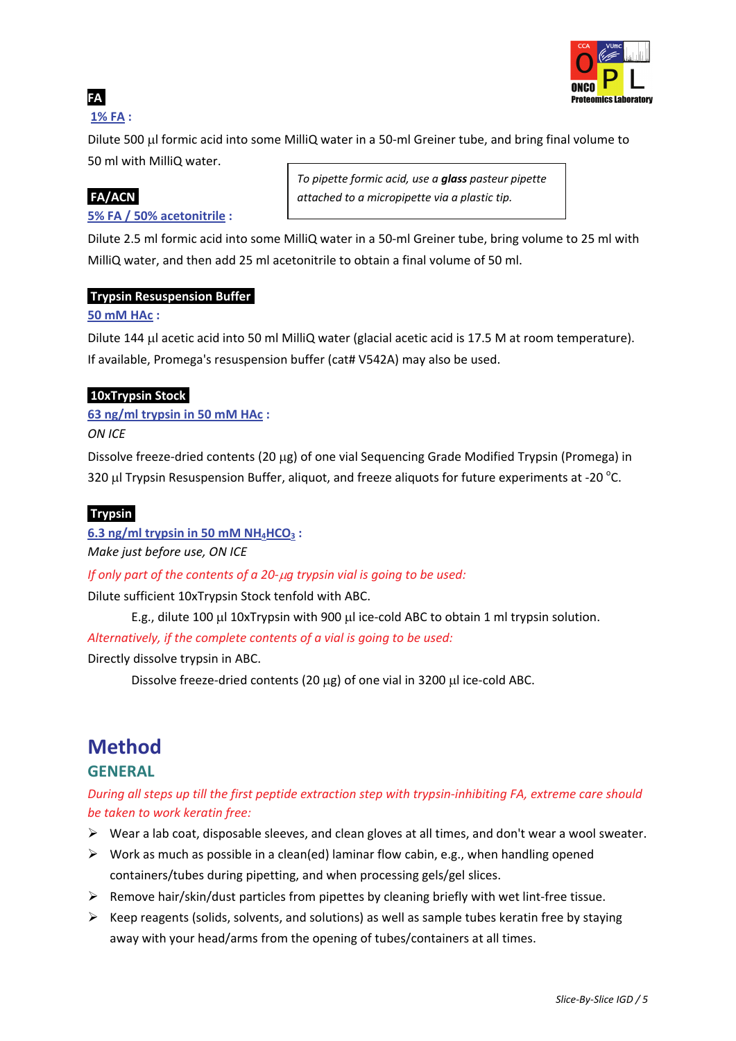**FA**

1% FA :

Dilute 500 µl formic acid into some MilliQ water in a 50-ml Greiner tube, and bring final volume to 50 ml with MilliQ water.

> *To pipette formic acid, use a **glass** pasteur pipette attached to a micropipette via a plastic tip.*

**FA/ACN**

5% FA / 50% acetonitrile :

Dilute 2.5 ml formic acid into some MilliQ water in a 50-ml Greiner tube, bring volume to 25 ml with MilliQ water, and then add 25 ml acetonitrile to obtain a final volume of 50 ml.

**Trypsin Resuspension Buffer**

50 mM HAc :

Dilute 144 µl acetic acid into 50 ml MilliQ water (glacial acetic acid is 17.5 M at room temperature). If available, Promega's resuspension buffer (cat# V542A) may also be used.

**10xTrypsin Stock**

63 ng/ml trypsin in 50 mM HAc :

*ON ICE*

Dissolve freeze-dried contents (20 µg) of one vial Sequencing Grade Modified Trypsin (Promega) in 320 µl Trypsin Resuspension Buffer, aliquot, and freeze aliquots for future experiments at -20 °C.

**Trypsin**

6.3 ng/ml trypsin in 50 mM $NH_4HCO_3$ :

*Make just before use, ON ICE*

*If only part of the contents of a 20-µg trypsin vial is going to be used:*

Dilute sufficient 10xTrypsin Stock tenfold with ABC.

E.g., dilute 100 µl 10xTrypsin with 900 µl ice-cold ABC to obtain 1 ml trypsin solution.

*Alternatively, if the complete contents of a vial is going to be used:*

Directly dissolve trypsin in ABC.

Dissolve freeze-dried contents (20 µg) of one vial in 3200 µl ice-cold ABC.

# Method

## GENERAL

*During all steps up till the first peptide extraction step with trypsin-inhibiting FA, extreme care should be taken to work keratin free:*

- Wear a lab coat, disposable sleeves, and clean gloves at all times, and don't wear a wool sweater.
- Work as much as possible in a clean(ed) laminar flow cabin, e.g., when handling opened containers/tubes during pipetting, and when processing gels/gel slices.
- Remove hair/skin/dust particles from pipettes by cleaning briefly with wet lint-free tissue.
- Keep reagents (solids, solvents, and solutions) as well as sample tubes keratin free by staying away with your head/arms from the opening of tubes/containers at all times.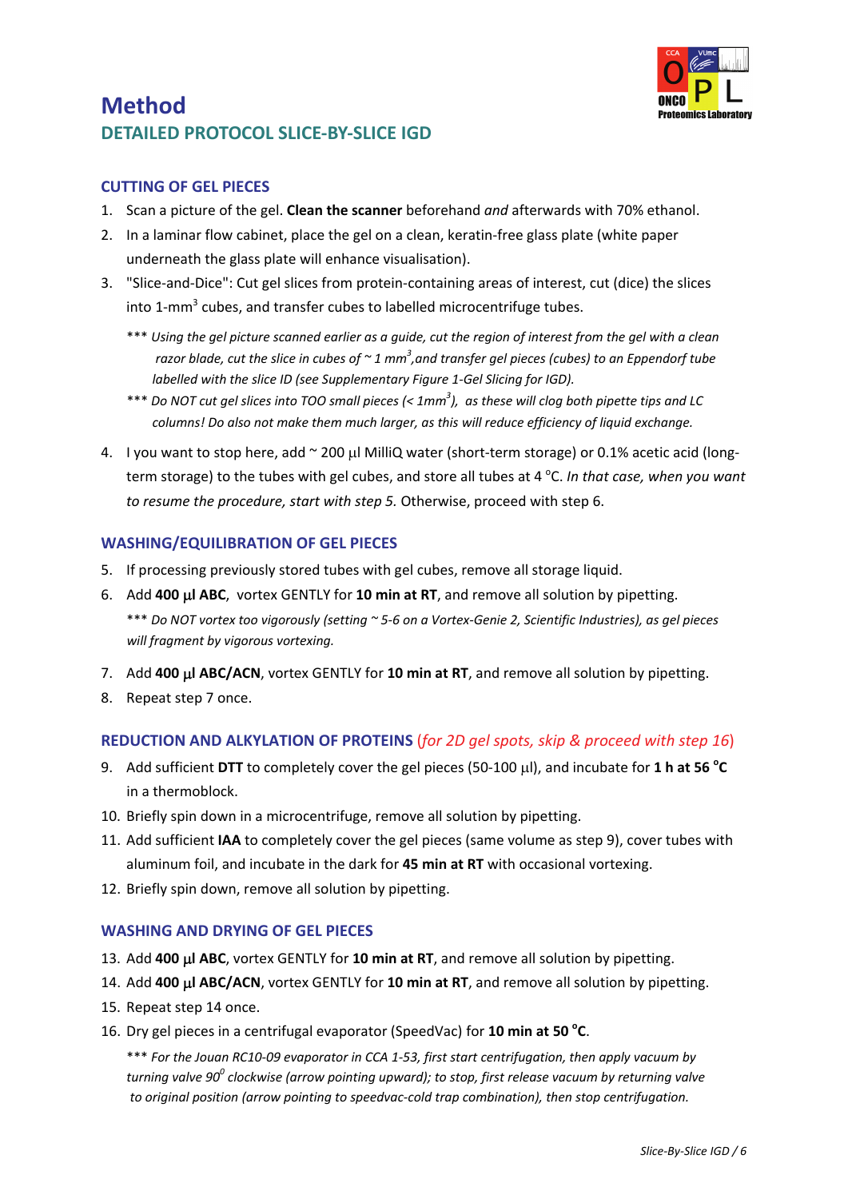# Method

## DETAILED PROTOCOL SLICE-BY-SLICE IGD

### CUTTING OF GEL PIECES

1. Scan a picture of the gel. **Clean the scanner** beforehand *and* afterwards with 70% ethanol.
2. In a laminar flow cabinet, place the gel on a clean, keratin-free glass plate (white paper underneath the glass plate will enhance visualisation).
3. "Slice-and-Dice": Cut gel slices from protein-containing areas of interest, cut (dice) the slices into 1-mm$^3$ cubes, and transfer cubes to labelled microcentrifuge tubes.

   *** *Using the gel picture scanned earlier as a guide, cut the region of interest from the gel with a clean razor blade, cut the slice in cubes of ~ 1 mm$^3$,and transfer gel pieces (cubes) to an Eppendorf tube labelled with the slice ID (see Supplementary Figure 1-Gel Slicing for IGD).*

   *** *Do NOT cut gel slices into TOO small pieces (< 1mm$^3$), as these will clog both pipette tips and LC columns! Do also not make them much larger, as this will reduce efficiency of liquid exchange.*

4. I you want to stop here, add ~ 200 µl MilliQ water (short-term storage) or 0.1% acetic acid (long-term storage) to the tubes with gel cubes, and store all tubes at 4 °C. *In that case, when you want to resume the procedure, start with step 5.* Otherwise, proceed with step 6.

### WASHING/EQUILIBRATION OF GEL PIECES

5. If processing previously stored tubes with gel cubes, remove all storage liquid.
6. Add **400 µl ABC**, vortex GENTLY for **10 min at RT**, and remove all solution by pipetting.

   *** *Do NOT vortex too vigorously (setting ~ 5-6 on a Vortex-Genie 2, Scientific Industries), as gel pieces will fragment by vigorous vortexing.*

7. Add **400 µl ABC/ACN**, vortex GENTLY for **10 min at RT**, and remove all solution by pipetting.
8. Repeat step 7 once.

### REDUCTION AND ALKYLATION OF PROTEINS (*for 2D gel spots, skip & proceed with step 16*)

9. Add sufficient **DTT** to completely cover the gel pieces (50-100 µl), and incubate for **1 h at 56 °C** in a thermoblock.
10. Briefly spin down in a microcentrifuge, remove all solution by pipetting.
11. Add sufficient **IAA** to completely cover the gel pieces (same volume as step 9), cover tubes with aluminum foil, and incubate in the dark for **45 min at RT** with occasional vortexing.
12. Briefly spin down, remove all solution by pipetting.

### WASHING AND DRYING OF GEL PIECES

13. Add **400 µl ABC**, vortex GENTLY for **10 min at RT**, and remove all solution by pipetting.
14. Add **400 µl ABC/ACN**, vortex GENTLY for **10 min at RT**, and remove all solution by pipetting.
15. Repeat step 14 once.
16. Dry gel pieces in a centrifugal evaporator (SpeedVac) for **10 min at 50 °C**.

    *** *For the Jouan RC10-09 evaporator in CCA 1-53, first start centrifugation, then apply vacuum by turning valve 90$^0$ clockwise (arrow pointing upward); to stop, first release vacuum by returning valve to original position (arrow pointing to speedvac-cold trap combination), then stop centrifugation.*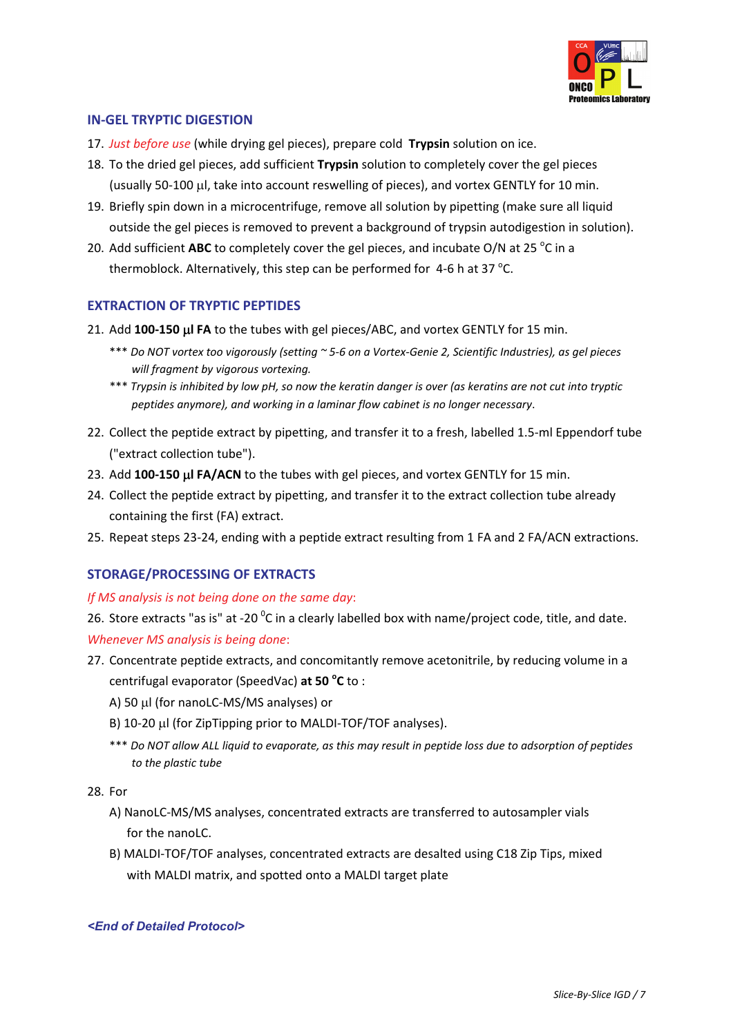## IN-GEL TRYPTIC DIGESTION

17. *Just before use* (while drying gel pieces), prepare cold **Trypsin** solution on ice.
18. To the dried gel pieces, add sufficient **Trypsin** solution to completely cover the gel pieces (usually 50-100 μl, take into account reswelling of pieces), and vortex GENTLY for 10 min.
19. Briefly spin down in a microcentrifuge, remove all solution by pipetting (make sure all liquid outside the gel pieces is removed to prevent a background of trypsin autodigestion in solution).
20. Add sufficient **ABC** to completely cover the gel pieces, and incubate O/N at 25 °C in a thermoblock. Alternatively, this step can be performed for 4-6 h at 37 °C.

## EXTRACTION OF TRYPTIC PEPTIDES

21. Add **100-150 μl FA** to the tubes with gel pieces/ABC, and vortex GENTLY for 15 min.

    *** *Do NOT vortex too vigorously (setting ~ 5-6 on a Vortex-Genie 2, Scientific Industries), as gel pieces will fragment by vigorous vortexing.*

    *** *Trypsin is inhibited by low pH, so now the keratin danger is over (as keratins are not cut into tryptic peptides anymore), and working in a laminar flow cabinet is no longer necessary*.

22. Collect the peptide extract by pipetting, and transfer it to a fresh, labelled 1.5-ml Eppendorf tube ("extract collection tube").
23. Add **100-150 μl FA/ACN** to the tubes with gel pieces, and vortex GENTLY for 15 min.
24. Collect the peptide extract by pipetting, and transfer it to the extract collection tube already containing the first (FA) extract.
25. Repeat steps 23-24, ending with a peptide extract resulting from 1 FA and 2 FA/ACN extractions.

## STORAGE/PROCESSING OF EXTRACTS

*If MS analysis is not being done on the same day*:

26. Store extracts "as is" at -20 °C in a clearly labelled box with name/project code, title, and date.

*Whenever MS analysis is being done*:

27. Concentrate peptide extracts, and concomitantly remove acetonitrile, by reducing volume in a centrifugal evaporator (SpeedVac) **at 50 °C** to :

    A) 50 μl (for nanoLC-MS/MS analyses) or

    B) 10-20 μl (for ZipTipping prior to MALDI-TOF/TOF analyses).

    *** *Do NOT allow ALL liquid to evaporate, as this may result in peptide loss due to adsorption of peptides to the plastic tube*

28. For

    A) NanoLC-MS/MS analyses, concentrated extracts are transferred to autosampler vials for the nanoLC.

    B) MALDI-TOF/TOF analyses, concentrated extracts are desalted using C18 Zip Tips, mixed with MALDI matrix, and spotted onto a MALDI target plate

***<End of Detailed Protocol>***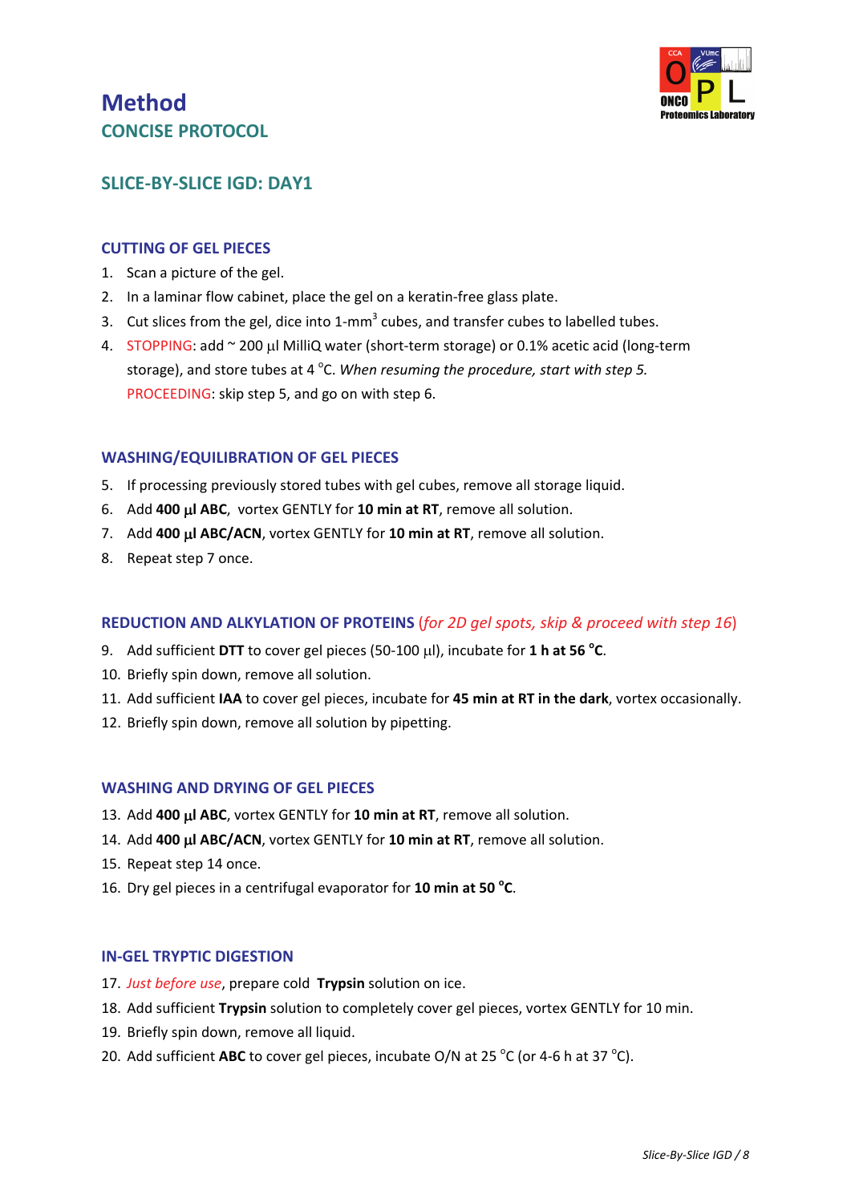# Method

## CONCISE PROTOCOL

## SLICE-BY-SLICE IGD: DAY1

### CUTTING OF GEL PIECES

1. Scan a picture of the gel.
2. In a laminar flow cabinet, place the gel on a keratin-free glass plate.
3. Cut slices from the gel, dice into 1-mm$^3$ cubes, and transfer cubes to labelled tubes.
4. STOPPING: add ~ 200 µl MilliQ water (short-term storage) or 0.1% acetic acid (long-term storage), and store tubes at 4 °C. *When resuming the procedure, start with step 5.*
   PROCEEDING: skip step 5, and go on with step 6.

### WASHING/EQUILIBRATION OF GEL PIECES

5. If processing previously stored tubes with gel cubes, remove all storage liquid.
6. Add **400 µl ABC**, vortex GENTLY for **10 min at RT**, remove all solution.
7. Add **400 µl ABC/ACN**, vortex GENTLY for **10 min at RT**, remove all solution.
8. Repeat step 7 once.

### REDUCTION AND ALKYLATION OF PROTEINS (*for 2D gel spots, skip & proceed with step 16*)

9. Add sufficient **DTT** to cover gel pieces (50-100 µl), incubate for **1 h at 56 °C**.
10. Briefly spin down, remove all solution.
11. Add sufficient **IAA** to cover gel pieces, incubate for **45 min at RT in the dark**, vortex occasionally.
12. Briefly spin down, remove all solution by pipetting.

### WASHING AND DRYING OF GEL PIECES

13. Add **400 µl ABC**, vortex GENTLY for **10 min at RT**, remove all solution.
14. Add **400 µl ABC/ACN**, vortex GENTLY for **10 min at RT**, remove all solution.
15. Repeat step 14 once.
16. Dry gel pieces in a centrifugal evaporator for **10 min at 50 °C**.

### IN-GEL TRYPTIC DIGESTION

17. *Just before use*, prepare cold **Trypsin** solution on ice.
18. Add sufficient **Trypsin** solution to completely cover gel pieces, vortex GENTLY for 10 min.
19. Briefly spin down, remove all liquid.
20. Add sufficient **ABC** to cover gel pieces, incubate O/N at 25 °C (or 4-6 h at 37 °C).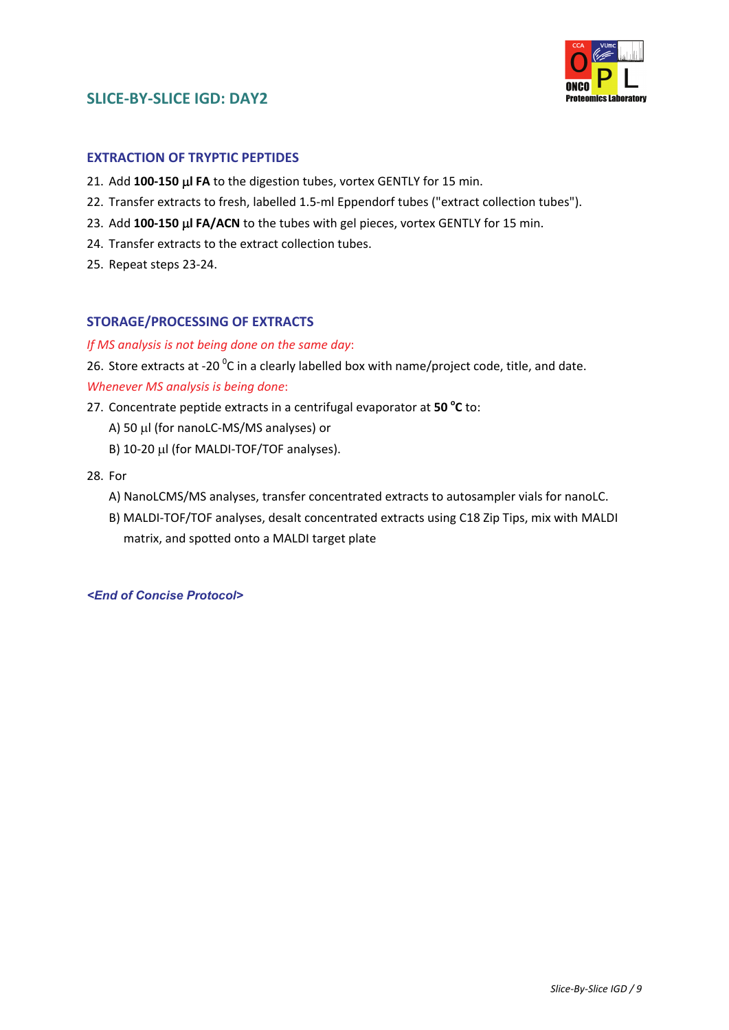## SLICE-BY-SLICE IGD: DAY2

### EXTRACTION OF TRYPTIC PEPTIDES

21. Add **100-150 µl FA** to the digestion tubes, vortex GENTLY for 15 min.
22. Transfer extracts to fresh, labelled 1.5-ml Eppendorf tubes ("extract collection tubes").
23. Add **100-150 µl FA/ACN** to the tubes with gel pieces, vortex GENTLY for 15 min.
24. Transfer extracts to the extract collection tubes.
25. Repeat steps 23-24.

### STORAGE/PROCESSING OF EXTRACTS

*If MS analysis is not being done on the same day*:

26. Store extracts at -20 $^{0}$C in a clearly labelled box with name/project code, title, and date.

*Whenever MS analysis is being done*:

27. Concentrate peptide extracts in a centrifugal evaporator at **50 $^{o}$C** to:
    - A) 50 µl (for nanoLC-MS/MS analyses) or
    - B) 10-20 µl (for MALDI-TOF/TOF analyses).
28. For
    - A) NanoLCMS/MS analyses, transfer concentrated extracts to autosampler vials for nanoLC.
    - B) MALDI-TOF/TOF analyses, desalt concentrated extracts using C18 Zip Tips, mix with MALDI matrix, and spotted onto a MALDI target plate

***<End of Concise Protocol>***